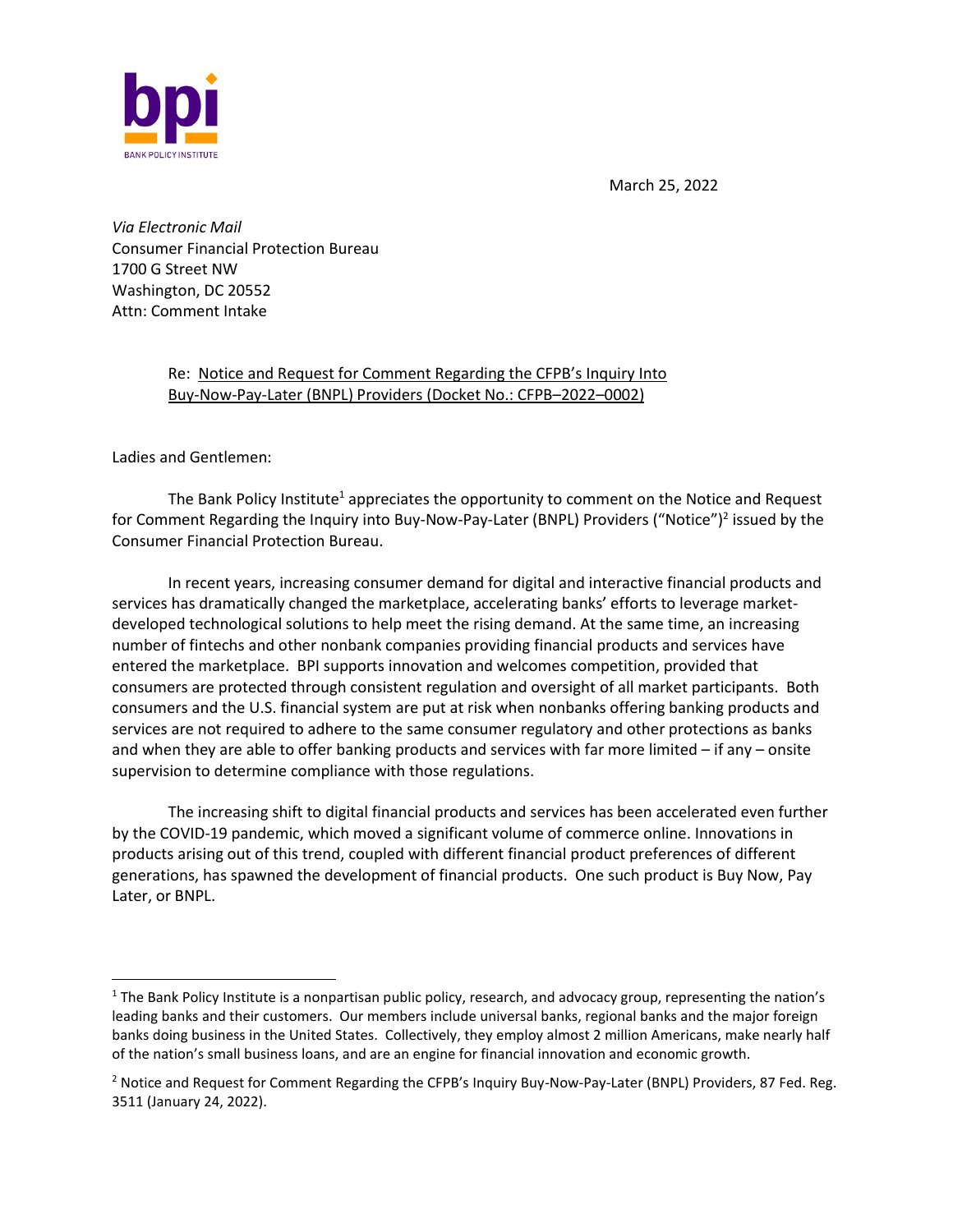bpi

BANK POLICY INSTITUTE

March 25, 2022

*Via Electronic Mail*
Consumer Financial Protection Bureau
1700 G Street NW
Washington, DC 20552
Attn: Comment Intake

Re: Notice and Request for Comment Regarding the CFPB's Inquiry Into Buy-Now-Pay-Later (BNPL) Providers (Docket No.: CFPB–2022–0002)

Ladies and Gentlemen:

The Bank Policy Institute[1] appreciates the opportunity to comment on the Notice and Request for Comment Regarding the Inquiry into Buy-Now-Pay-Later (BNPL) Providers ("Notice")[2] issued by the Consumer Financial Protection Bureau.

In recent years, increasing consumer demand for digital and interactive financial products and services has dramatically changed the marketplace, accelerating banks' efforts to leverage market-developed technological solutions to help meet the rising demand. At the same time, an increasing number of fintechs and other nonbank companies providing financial products and services have entered the marketplace. BPI supports innovation and welcomes competition, provided that consumers are protected through consistent regulation and oversight of all market participants. Both consumers and the U.S. financial system are put at risk when nonbanks offering banking products and services are not required to adhere to the same consumer regulatory and other protections as banks and when they are able to offer banking products and services with far more limited – if any – onsite supervision to determine compliance with those regulations.

The increasing shift to digital financial products and services has been accelerated even further by the COVID-19 pandemic, which moved a significant volume of commerce online. Innovations in products arising out of this trend, coupled with different financial product preferences of different generations, has spawned the development of financial products. One such product is Buy Now, Pay Later, or BNPL.

---

[1] The Bank Policy Institute is a nonpartisan public policy, research, and advocacy group, representing the nation's leading banks and their customers. Our members include universal banks, regional banks and the major foreign banks doing business in the United States. Collectively, they employ almost 2 million Americans, make nearly half of the nation's small business loans, and are an engine for financial innovation and economic growth.

[2] Notice and Request for Comment Regarding the CFPB's Inquiry Buy-Now-Pay-Later (BNPL) Providers, 87 Fed. Reg. 3511 (January 24, 2022).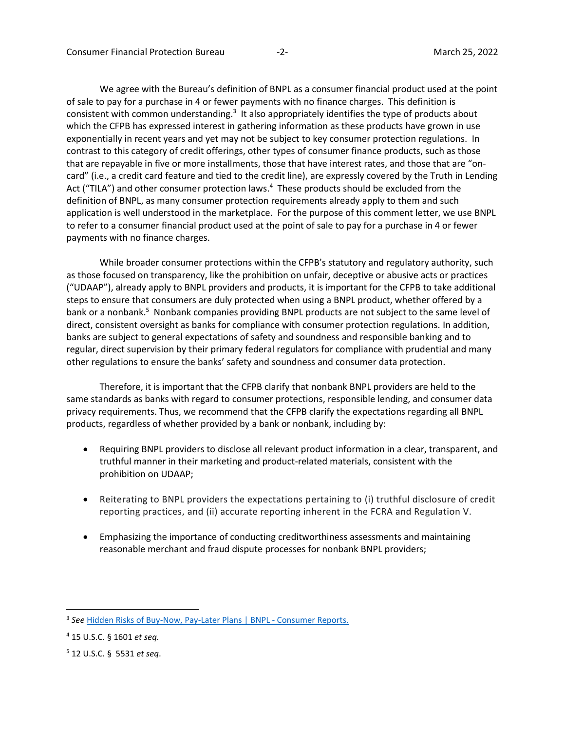We agree with the Bureau's definition of BNPL as a consumer financial product used at the point of sale to pay for a purchase in 4 or fewer payments with no finance charges. This definition is consistent with common understanding.[3] It also appropriately identifies the type of products about which the CFPB has expressed interest in gathering information as these products have grown in use exponentially in recent years and yet may not be subject to key consumer protection regulations. In contrast to this category of credit offerings, other types of consumer finance products, such as those that are repayable in five or more installments, those that have interest rates, and those that are "on-card" (i.e., a credit card feature and tied to the credit line), are expressly covered by the Truth in Lending Act ("TILA") and other consumer protection laws.[4] These products should be excluded from the definition of BNPL, as many consumer protection requirements already apply to them and such application is well understood in the marketplace. For the purpose of this comment letter, we use BNPL to refer to a consumer financial product used at the point of sale to pay for a purchase in 4 or fewer payments with no finance charges.

While broader consumer protections within the CFPB's statutory and regulatory authority, such as those focused on transparency, like the prohibition on unfair, deceptive or abusive acts or practices ("UDAAP"), already apply to BNPL providers and products, it is important for the CFPB to take additional steps to ensure that consumers are duly protected when using a BNPL product, whether offered by a bank or a nonbank.[5] Nonbank companies providing BNPL products are not subject to the same level of direct, consistent oversight as banks for compliance with consumer protection regulations. In addition, banks are subject to general expectations of safety and soundness and responsible banking and to regular, direct supervision by their primary federal regulators for compliance with prudential and many other regulations to ensure the banks' safety and soundness and consumer data protection.

Therefore, it is important that the CFPB clarify that nonbank BNPL providers are held to the same standards as banks with regard to consumer protections, responsible lending, and consumer data privacy requirements. Thus, we recommend that the CFPB clarify the expectations regarding all BNPL products, regardless of whether provided by a bank or nonbank, including by:

- Requiring BNPL providers to disclose all relevant product information in a clear, transparent, and truthful manner in their marketing and product-related materials, consistent with the prohibition on UDAAP;
- Reiterating to BNPL providers the expectations pertaining to (i) truthful disclosure of credit reporting practices, and (ii) accurate reporting inherent in the FCRA and Regulation V.
- Emphasizing the importance of conducting creditworthiness assessments and maintaining reasonable merchant and fraud dispute processes for nonbank BNPL providers;

---

[3] *See* [Hidden Risks of Buy-Now, Pay-Later Plans | BNPL - Consumer Reports.]()

[4] 15 U.S.C. § 1601 *et seq.*

[5] 12 U.S.C. § 5531 *et seq*.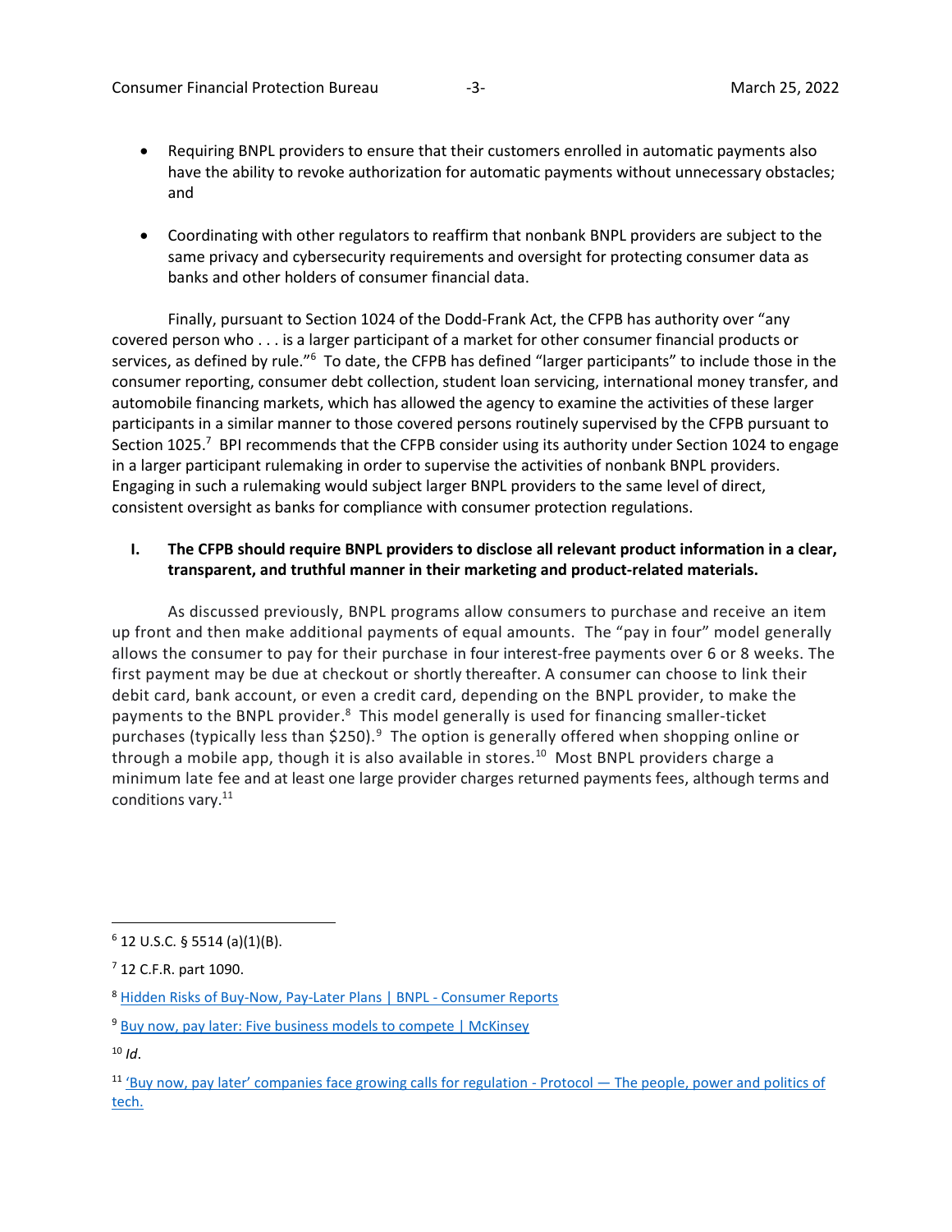- Requiring BNPL providers to ensure that their customers enrolled in automatic payments also have the ability to revoke authorization for automatic payments without unnecessary obstacles; and

- Coordinating with other regulators to reaffirm that nonbank BNPL providers are subject to the same privacy and cybersecurity requirements and oversight for protecting consumer data as banks and other holders of consumer financial data.

Finally, pursuant to Section 1024 of the Dodd-Frank Act, the CFPB has authority over "any covered person who . . . is a larger participant of a market for other consumer financial products or services, as defined by rule."[6] To date, the CFPB has defined "larger participants" to include those in the consumer reporting, consumer debt collection, student loan servicing, international money transfer, and automobile financing markets, which has allowed the agency to examine the activities of these larger participants in a similar manner to those covered persons routinely supervised by the CFPB pursuant to Section 1025.[7] BPI recommends that the CFPB consider using its authority under Section 1024 to engage in a larger participant rulemaking in order to supervise the activities of nonbank BNPL providers. Engaging in such a rulemaking would subject larger BNPL providers to the same level of direct, consistent oversight as banks for compliance with consumer protection regulations.

## I. The CFPB should require BNPL providers to disclose all relevant product information in a clear, transparent, and truthful manner in their marketing and product-related materials.

As discussed previously, BNPL programs allow consumers to purchase and receive an item up front and then make additional payments of equal amounts. The "pay in four" model generally allows the consumer to pay for their purchase in four interest-free payments over 6 or 8 weeks. The first payment may be due at checkout or shortly thereafter. A consumer can choose to link their debit card, bank account, or even a credit card, depending on the BNPL provider, to make the payments to the BNPL provider.[8] This model generally is used for financing smaller-ticket purchases (typically less than $250).[9] The option is generally offered when shopping online or through a mobile app, though it is also available in stores.[10] Most BNPL providers charge a minimum late fee and at least one large provider charges returned payments fees, although terms and conditions vary.[11]

---

[6] 12 U.S.C. § 5514 (a)(1)(B).

[7] 12 C.F.R. part 1090.

[8] Hidden Risks of Buy-Now, Pay-Later Plans | BNPL - Consumer Reports

[9] Buy now, pay later: Five business models to compete | McKinsey

[10] *Id*.

[11] 'Buy now, pay later' companies face growing calls for regulation - Protocol — The people, power and politics of tech.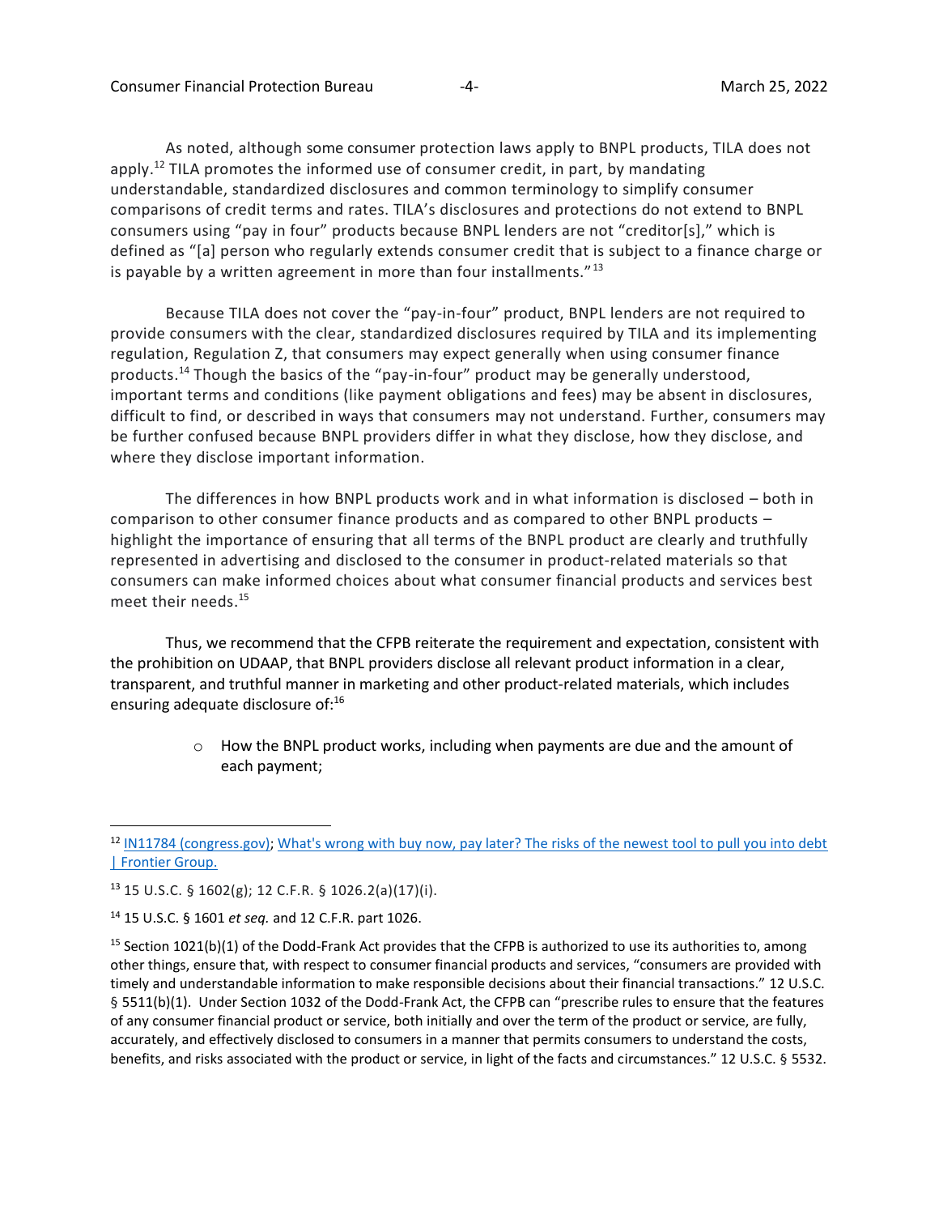As noted, although some consumer protection laws apply to BNPL products, TILA does not apply.[12] TILA promotes the informed use of consumer credit, in part, by mandating understandable, standardized disclosures and common terminology to simplify consumer comparisons of credit terms and rates. TILA's disclosures and protections do not extend to BNPL consumers using "pay in four" products because BNPL lenders are not "creditor[s]," which is defined as "[a] person who regularly extends consumer credit that is subject to a finance charge or is payable by a written agreement in more than four installments."[13]

Because TILA does not cover the "pay-in-four" product, BNPL lenders are not required to provide consumers with the clear, standardized disclosures required by TILA and its implementing regulation, Regulation Z, that consumers may expect generally when using consumer finance products.[14] Though the basics of the "pay-in-four" product may be generally understood, important terms and conditions (like payment obligations and fees) may be absent in disclosures, difficult to find, or described in ways that consumers may not understand. Further, consumers may be further confused because BNPL providers differ in what they disclose, how they disclose, and where they disclose important information.

The differences in how BNPL products work and in what information is disclosed – both in comparison to other consumer finance products and as compared to other BNPL products – highlight the importance of ensuring that all terms of the BNPL product are clearly and truthfully represented in advertising and disclosed to the consumer in product-related materials so that consumers can make informed choices about what consumer financial products and services best meet their needs.[15]

Thus, we recommend that the CFPB reiterate the requirement and expectation, consistent with the prohibition on UDAAP, that BNPL providers disclose all relevant product information in a clear, transparent, and truthful manner in marketing and other product-related materials, which includes ensuring adequate disclosure of:[16]

- How the BNPL product works, including when payments are due and the amount of each payment;

---

[12] IN11784 (congress.gov); What's wrong with buy now, pay later? The risks of the newest tool to pull you into debt | Frontier Group.

[13] 15 U.S.C. § 1602(g); 12 C.F.R. § 1026.2(a)(17)(i).

[14] 15 U.S.C. § 1601 *et seq.* and 12 C.F.R. part 1026.

[15] Section 1021(b)(1) of the Dodd-Frank Act provides that the CFPB is authorized to use its authorities to, among other things, ensure that, with respect to consumer financial products and services, "consumers are provided with timely and understandable information to make responsible decisions about their financial transactions." 12 U.S.C. § 5511(b)(1). Under Section 1032 of the Dodd-Frank Act, the CFPB can "prescribe rules to ensure that the features of any consumer financial product or service, both initially and over the term of the product or service, are fully, accurately, and effectively disclosed to consumers in a manner that permits consumers to understand the costs, benefits, and risks associated with the product or service, in light of the facts and circumstances." 12 U.S.C. § 5532.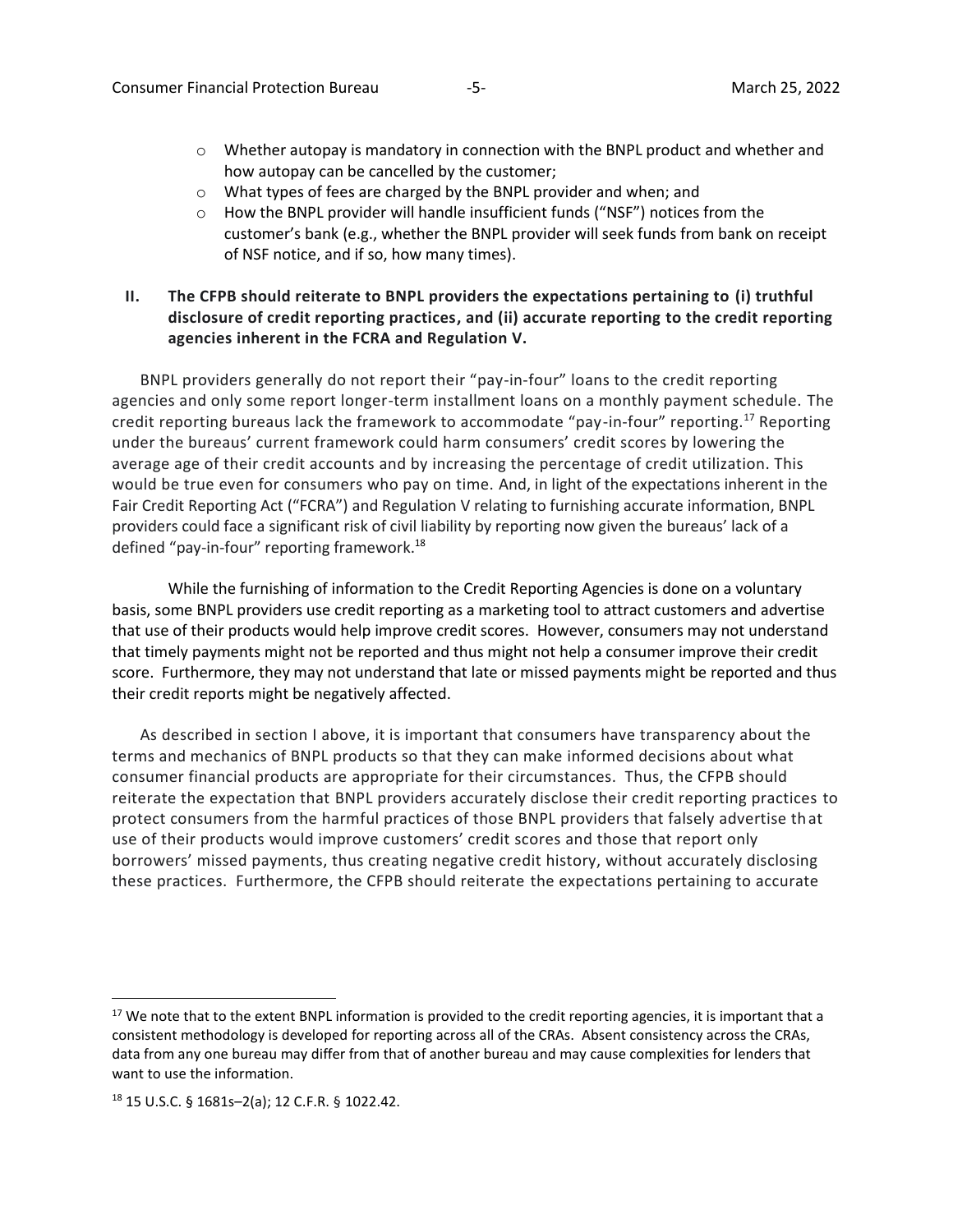- Whether autopay is mandatory in connection with the BNPL product and whether and how autopay can be cancelled by the customer;
- What types of fees are charged by the BNPL provider and when; and
- How the BNPL provider will handle insufficient funds ("NSF") notices from the customer's bank (e.g., whether the BNPL provider will seek funds from bank on receipt of NSF notice, and if so, how many times).

## II. The CFPB should reiterate to BNPL providers the expectations pertaining to (i) truthful disclosure of credit reporting practices, and (ii) accurate reporting to the credit reporting agencies inherent in the FCRA and Regulation V.

BNPL providers generally do not report their "pay-in-four" loans to the credit reporting agencies and only some report longer-term installment loans on a monthly payment schedule. The credit reporting bureaus lack the framework to accommodate "pay-in-four" reporting.[17] Reporting under the bureaus' current framework could harm consumers' credit scores by lowering the average age of their credit accounts and by increasing the percentage of credit utilization. This would be true even for consumers who pay on time. And, in light of the expectations inherent in the Fair Credit Reporting Act ("FCRA") and Regulation V relating to furnishing accurate information, BNPL providers could face a significant risk of civil liability by reporting now given the bureaus' lack of a defined "pay-in-four" reporting framework.[18]

While the furnishing of information to the Credit Reporting Agencies is done on a voluntary basis, some BNPL providers use credit reporting as a marketing tool to attract customers and advertise that use of their products would help improve credit scores. However, consumers may not understand that timely payments might not be reported and thus might not help a consumer improve their credit score. Furthermore, they may not understand that late or missed payments might be reported and thus their credit reports might be negatively affected.

As described in section I above, it is important that consumers have transparency about the terms and mechanics of BNPL products so that they can make informed decisions about what consumer financial products are appropriate for their circumstances. Thus, the CFPB should reiterate the expectation that BNPL providers accurately disclose their credit reporting practices to protect consumers from the harmful practices of those BNPL providers that falsely advertise that use of their products would improve customers' credit scores and those that report only borrowers' missed payments, thus creating negative credit history, without accurately disclosing these practices. Furthermore, the CFPB should reiterate the expectations pertaining to accurate

---

[17] We note that to the extent BNPL information is provided to the credit reporting agencies, it is important that a consistent methodology is developed for reporting across all of the CRAs. Absent consistency across the CRAs, data from any one bureau may differ from that of another bureau and may cause complexities for lenders that want to use the information.

[18] 15 U.S.C. § 1681s–2(a); 12 C.F.R. § 1022.42.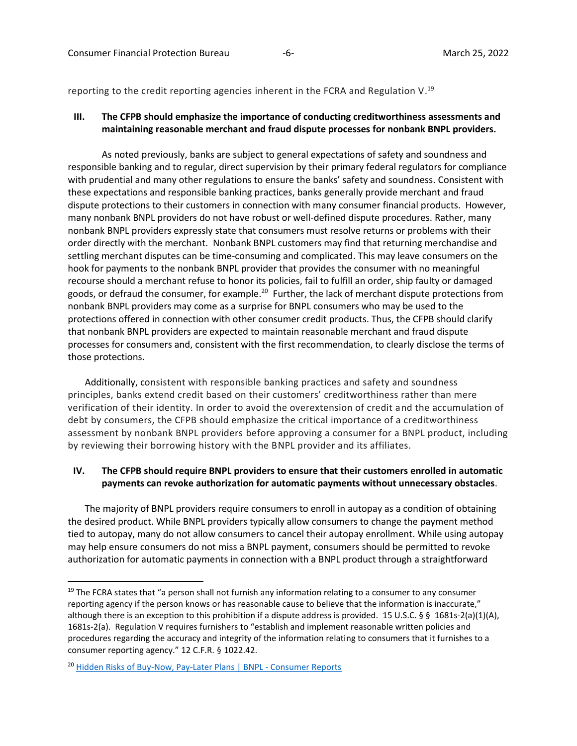reporting to the credit reporting agencies inherent in the FCRA and Regulation V.[19]

## III. The CFPB should emphasize the importance of conducting creditworthiness assessments and maintaining reasonable merchant and fraud dispute processes for nonbank BNPL providers.

As noted previously, banks are subject to general expectations of safety and soundness and responsible banking and to regular, direct supervision by their primary federal regulators for compliance with prudential and many other regulations to ensure the banks' safety and soundness. Consistent with these expectations and responsible banking practices, banks generally provide merchant and fraud dispute protections to their customers in connection with many consumer financial products. However, many nonbank BNPL providers do not have robust or well-defined dispute procedures. Rather, many nonbank BNPL providers expressly state that consumers must resolve returns or problems with their order directly with the merchant. Nonbank BNPL customers may find that returning merchandise and settling merchant disputes can be time-consuming and complicated. This may leave consumers on the hook for payments to the nonbank BNPL provider that provides the consumer with no meaningful recourse should a merchant refuse to honor its policies, fail to fulfill an order, ship faulty or damaged goods, or defraud the consumer, for example.[20] Further, the lack of merchant dispute protections from nonbank BNPL providers may come as a surprise for BNPL consumers who may be used to the protections offered in connection with other consumer credit products. Thus, the CFPB should clarify that nonbank BNPL providers are expected to maintain reasonable merchant and fraud dispute processes for consumers and, consistent with the first recommendation, to clearly disclose the terms of those protections.

Additionally, consistent with responsible banking practices and safety and soundness principles, banks extend credit based on their customers' creditworthiness rather than mere verification of their identity. In order to avoid the overextension of credit and the accumulation of debt by consumers, the CFPB should emphasize the critical importance of a creditworthiness assessment by nonbank BNPL providers before approving a consumer for a BNPL product, including by reviewing their borrowing history with the BNPL provider and its affiliates.

## IV. The CFPB should require BNPL providers to ensure that their customers enrolled in automatic payments can revoke authorization for automatic payments without unnecessary obstacles.

The majority of BNPL providers require consumers to enroll in autopay as a condition of obtaining the desired product. While BNPL providers typically allow consumers to change the payment method tied to autopay, many do not allow consumers to cancel their autopay enrollment. While using autopay may help ensure consumers do not miss a BNPL payment, consumers should be permitted to revoke authorization for automatic payments in connection with a BNPL product through a straightforward

---

[19] The FCRA states that "a person shall not furnish any information relating to a consumer to any consumer reporting agency if the person knows or has reasonable cause to believe that the information is inaccurate," although there is an exception to this prohibition if a dispute address is provided. 15 U.S.C. § § 1681s-2(a)(1)(A), 1681s-2(a). Regulation V requires furnishers to "establish and implement reasonable written policies and procedures regarding the accuracy and integrity of the information relating to consumers that it furnishes to a consumer reporting agency." 12 C.F.R. § 1022.42.

[20] Hidden Risks of Buy-Now, Pay-Later Plans | BNPL - Consumer Reports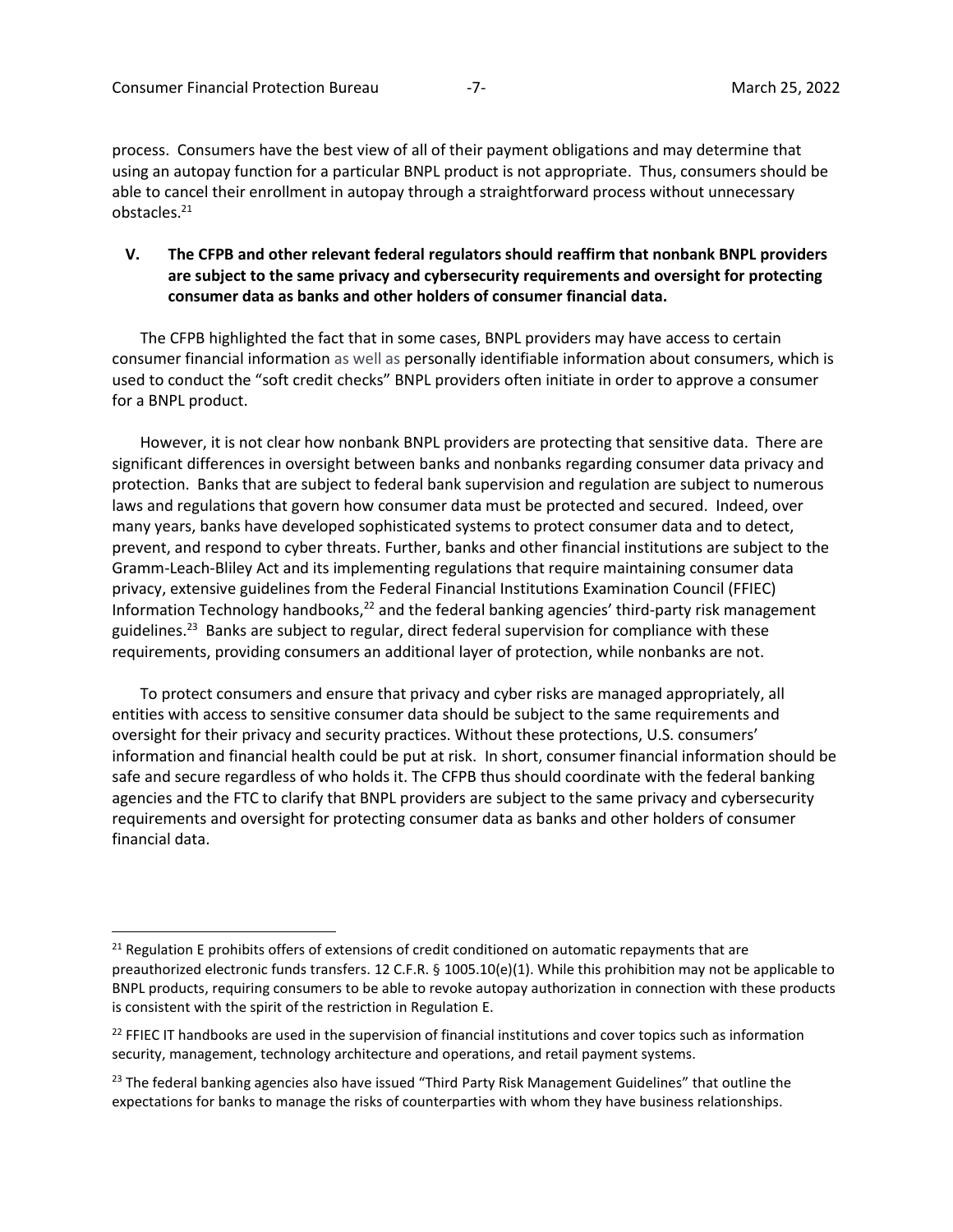process. Consumers have the best view of all of their payment obligations and may determine that using an autopay function for a particular BNPL product is not appropriate. Thus, consumers should be able to cancel their enrollment in autopay through a straightforward process without unnecessary obstacles.[21]

## V. The CFPB and other relevant federal regulators should reaffirm that nonbank BNPL providers are subject to the same privacy and cybersecurity requirements and oversight for protecting consumer data as banks and other holders of consumer financial data.

The CFPB highlighted the fact that in some cases, BNPL providers may have access to certain consumer financial information as well as personally identifiable information about consumers, which is used to conduct the "soft credit checks" BNPL providers often initiate in order to approve a consumer for a BNPL product.

However, it is not clear how nonbank BNPL providers are protecting that sensitive data. There are significant differences in oversight between banks and nonbanks regarding consumer data privacy and protection. Banks that are subject to federal bank supervision and regulation are subject to numerous laws and regulations that govern how consumer data must be protected and secured. Indeed, over many years, banks have developed sophisticated systems to protect consumer data and to detect, prevent, and respond to cyber threats. Further, banks and other financial institutions are subject to the Gramm-Leach-Bliley Act and its implementing regulations that require maintaining consumer data privacy, extensive guidelines from the Federal Financial Institutions Examination Council (FFIEC) Information Technology handbooks,[22] and the federal banking agencies' third-party risk management guidelines.[23] Banks are subject to regular, direct federal supervision for compliance with these requirements, providing consumers an additional layer of protection, while nonbanks are not.

To protect consumers and ensure that privacy and cyber risks are managed appropriately, all entities with access to sensitive consumer data should be subject to the same requirements and oversight for their privacy and security practices. Without these protections, U.S. consumers' information and financial health could be put at risk. In short, consumer financial information should be safe and secure regardless of who holds it. The CFPB thus should coordinate with the federal banking agencies and the FTC to clarify that BNPL providers are subject to the same privacy and cybersecurity requirements and oversight for protecting consumer data as banks and other holders of consumer financial data.

---

[21] Regulation E prohibits offers of extensions of credit conditioned on automatic repayments that are preauthorized electronic funds transfers. 12 C.F.R. § 1005.10(e)(1). While this prohibition may not be applicable to BNPL products, requiring consumers to be able to revoke autopay authorization in connection with these products is consistent with the spirit of the restriction in Regulation E.

[22] FFIEC IT handbooks are used in the supervision of financial institutions and cover topics such as information security, management, technology architecture and operations, and retail payment systems.

[23] The federal banking agencies also have issued "Third Party Risk Management Guidelines" that outline the expectations for banks to manage the risks of counterparties with whom they have business relationships.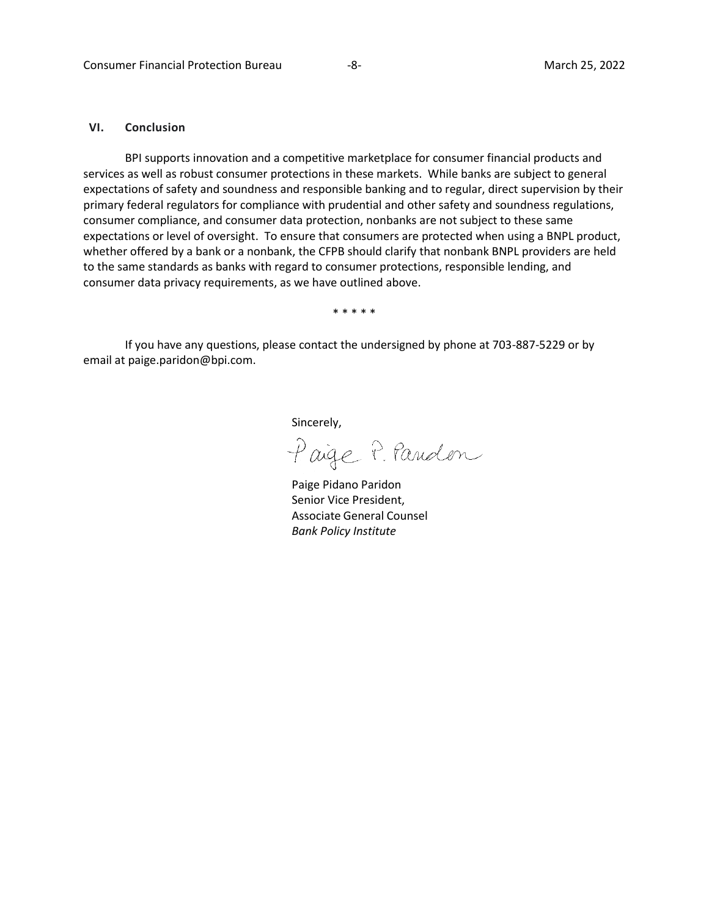## VI. Conclusion

BPI supports innovation and a competitive marketplace for consumer financial products and services as well as robust consumer protections in these markets. While banks are subject to general expectations of safety and soundness and responsible banking and to regular, direct supervision by their primary federal regulators for compliance with prudential and other safety and soundness regulations, consumer compliance, and consumer data protection, nonbanks are not subject to these same expectations or level of oversight. To ensure that consumers are protected when using a BNPL product, whether offered by a bank or a nonbank, the CFPB should clarify that nonbank BNPL providers are held to the same standards as banks with regard to consumer protections, responsible lending, and consumer data privacy requirements, as we have outlined above.

\* \* \* \* \*

If you have any questions, please contact the undersigned by phone at 703-887-5229 or by email at paige.paridon@bpi.com.

Sincerely,

Paige P. Paridon

Paige Pidano Paridon
Senior Vice President,
Associate General Counsel
*Bank Policy Institute*